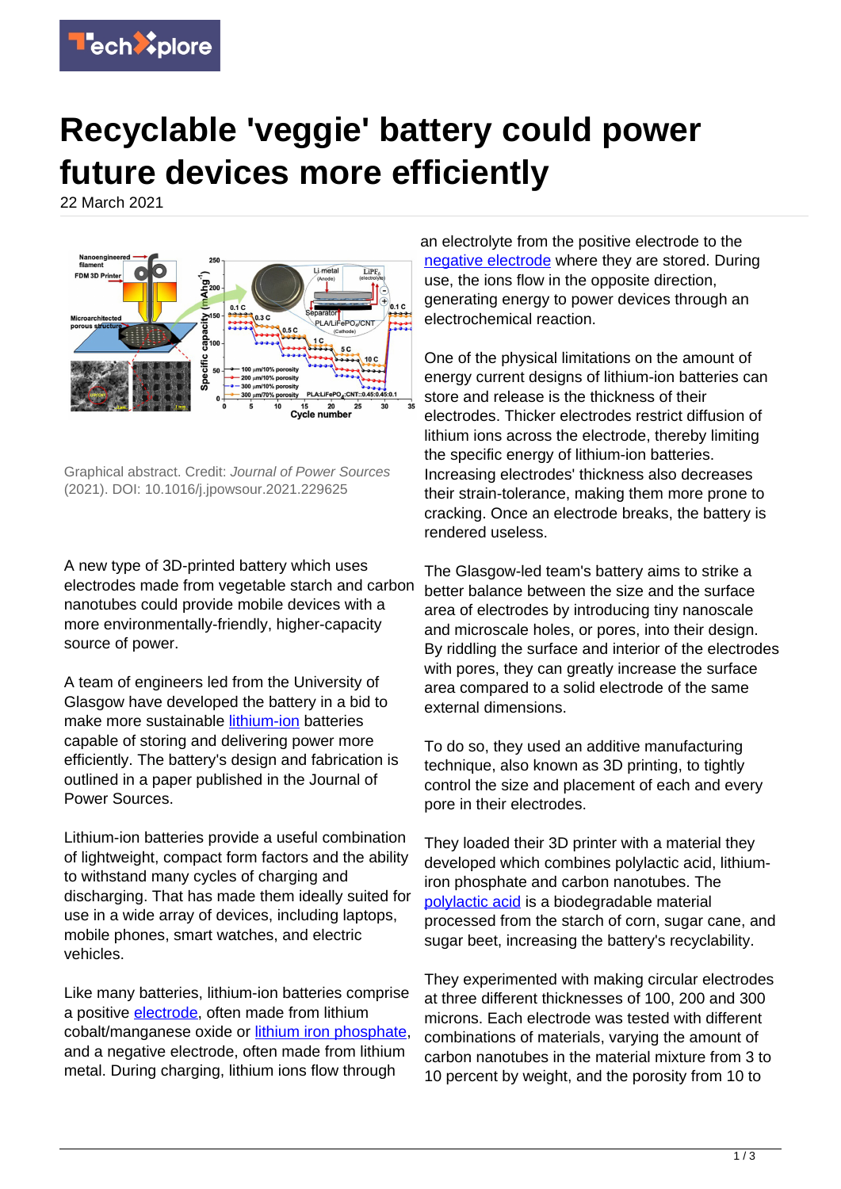# Recyclable 'veggie' battery could power future devices more efficiently

22 March 2021

Graphical abstract. Credit: *Journal of Power Sources* (2021). DOI: 10.1016/j.jpowsour.2021.229625

A new type of 3D-printed battery which uses electrodes made from vegetable starch and carbon nanotubes could provide mobile devices with a more environmentally-friendly, higher-capacity source of power.

A team of engineers led from the University of Glasgow have developed the battery in a bid to make more sustainable lithium-ion batteries capable of storing and delivering power more efficiently. The battery's design and fabrication is outlined in a paper published in the Journal of Power Sources.

Lithium-ion batteries provide a useful combination of lightweight, compact form factors and the ability to withstand many cycles of charging and discharging. That has made them ideally suited for use in a wide array of devices, including laptops, mobile phones, smart watches, and electric vehicles.

Like many batteries, lithium-ion batteries comprise a positive electrode, often made from lithium cobalt/manganese oxide or lithium iron phosphate, and a negative electrode, often made from lithium metal. During charging, lithium ions flow through an electrolyte from the positive electrode to the negative electrode where they are stored. During use, the ions flow in the opposite direction, generating energy to power devices through an electrochemical reaction.

One of the physical limitations on the amount of energy current designs of lithium-ion batteries can store and release is the thickness of their electrodes. Thicker electrodes restrict diffusion of lithium ions across the electrode, thereby limiting the specific energy of lithium-ion batteries. Increasing electrodes' thickness also decreases their strain-tolerance, making them more prone to cracking. Once an electrode breaks, the battery is rendered useless.

The Glasgow-led team's battery aims to strike a better balance between the size and the surface area of electrodes by introducing tiny nanoscale and microscale holes, or pores, into their design. By riddling the surface and interior of the electrodes with pores, they can greatly increase the surface area compared to a solid electrode of the same external dimensions.

To do so, they used an additive manufacturing technique, also known as 3D printing, to tightly control the size and placement of each and every pore in their electrodes.

They loaded their 3D printer with a material they developed which combines polylactic acid, lithium-iron phosphate and carbon nanotubes. The polylactic acid is a biodegradable material processed from the starch of corn, sugar cane, and sugar beet, increasing the battery's recyclability.

They experimented with making circular electrodes at three different thicknesses of 100, 200 and 300 microns. Each electrode was tested with different combinations of materials, varying the amount of carbon nanotubes in the material mixture from 3 to 10 percent by weight, and the porosity from 10 to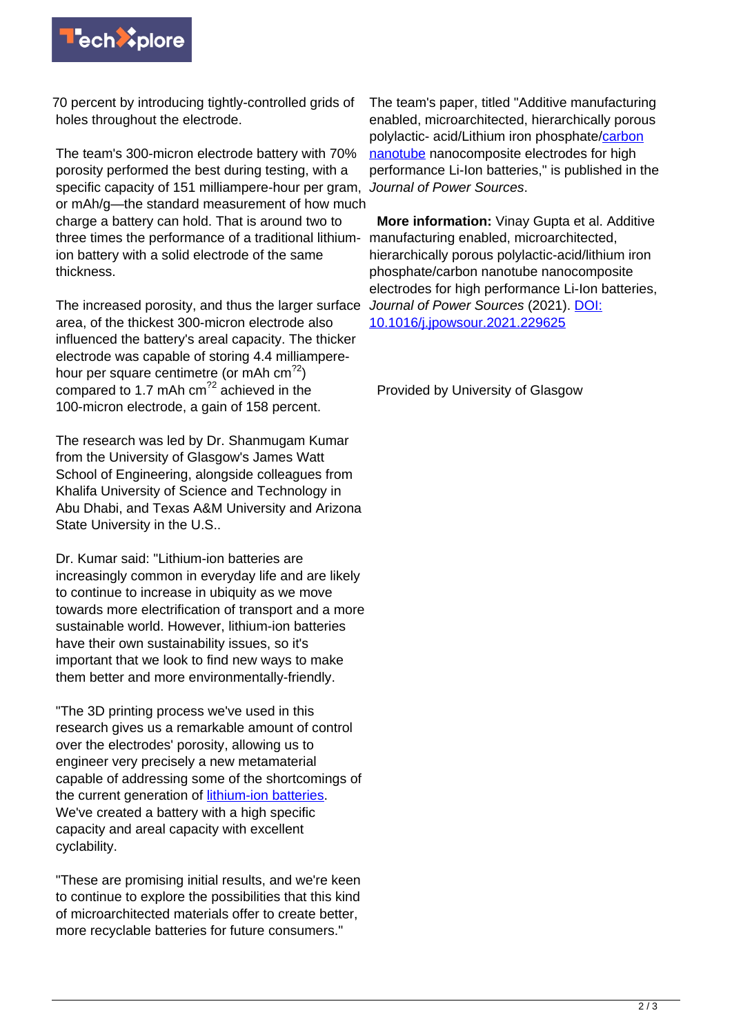70 percent by introducing tightly-controlled grids of holes throughout the electrode.

The team's 300-micron electrode battery with 70% porosity performed the best during testing, with a specific capacity of 151 milliampere-hour per gram, or mAh/g—the standard measurement of how much charge a battery can hold. That is around two to three times the performance of a traditional lithium-ion battery with a solid electrode of the same thickness.

The increased porosity, and thus the larger surface area, of the thickest 300-micron electrode also influenced the battery's areal capacity. The thicker electrode was capable of storing 4.4 milliampere-hour per square centimetre (or mAh $cm^{?2}$) compared to 1.7 mAh $cm^{?2}$ achieved in the 100-micron electrode, a gain of 158 percent.

The research was led by Dr. Shanmugam Kumar from the University of Glasgow's James Watt School of Engineering, alongside colleagues from Khalifa University of Science and Technology in Abu Dhabi, and Texas A&M University and Arizona State University in the U.S..

Dr. Kumar said: "Lithium-ion batteries are increasingly common in everyday life and are likely to continue to increase in ubiquity as we move towards more electrification of transport and a more sustainable world. However, lithium-ion batteries have their own sustainability issues, so it's important that we look to find new ways to make them better and more environmentally-friendly.

"The 3D printing process we've used in this research gives us a remarkable amount of control over the electrodes' porosity, allowing us to engineer very precisely a new metamaterial capable of addressing some of the shortcomings of the current generation of lithium-ion batteries. We've created a battery with a high specific capacity and areal capacity with excellent cyclability.

"These are promising initial results, and we're keen to continue to explore the possibilities that this kind of microarchitected materials offer to create better, more recyclable batteries for future consumers."

The team's paper, titled "Additive manufacturing enabled, microarchitected, hierarchically porous polylactic- acid/Lithium iron phosphate/carbon nanotube nanocomposite electrodes for high performance Li-Ion batteries," is published in the *Journal of Power Sources*.

**More information:** Vinay Gupta et al. Additive manufacturing enabled, microarchitected, hierarchically porous polylactic-acid/lithium iron phosphate/carbon nanotube nanocomposite electrodes for high performance Li-Ion batteries, *Journal of Power Sources* (2021). DOI: 10.1016/j.jpowsour.2021.229625

Provided by University of Glasgow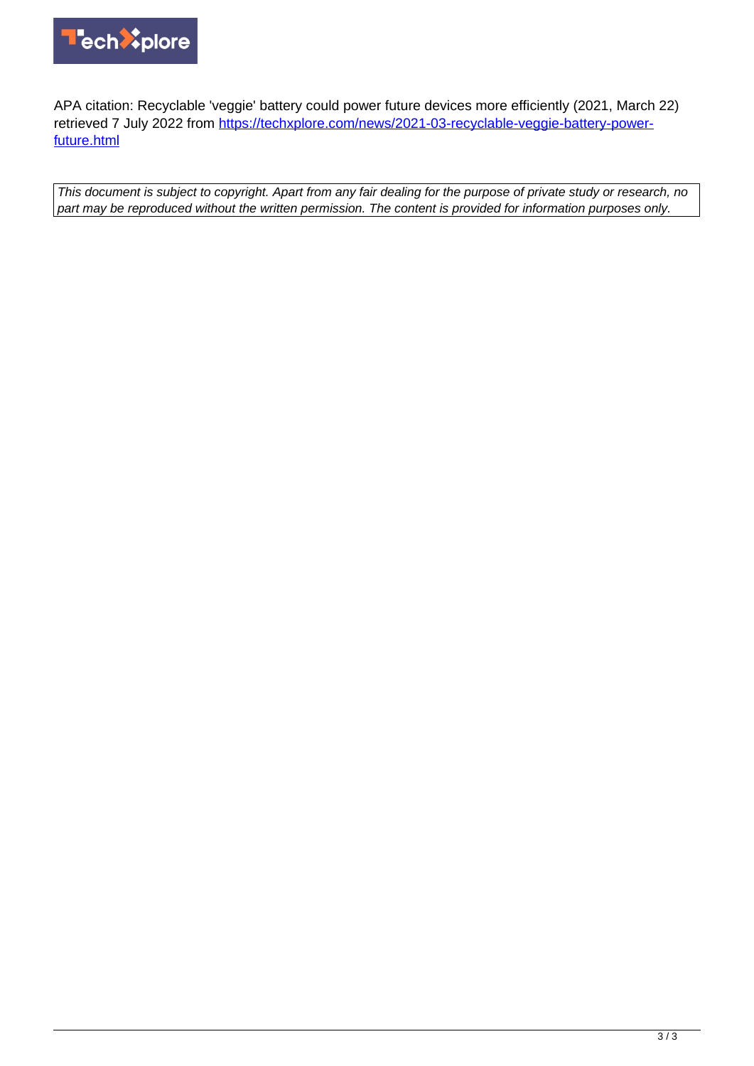APA citation: Recyclable 'veggie' battery could power future devices more efficiently (2021, March 22) retrieved 7 July 2022 from https://techxplore.com/news/2021-03-recyclable-veggie-battery-power-future.html

*This document is subject to copyright. Apart from any fair dealing for the purpose of private study or research, no part may be reproduced without the written permission. The content is provided for information purposes only.*